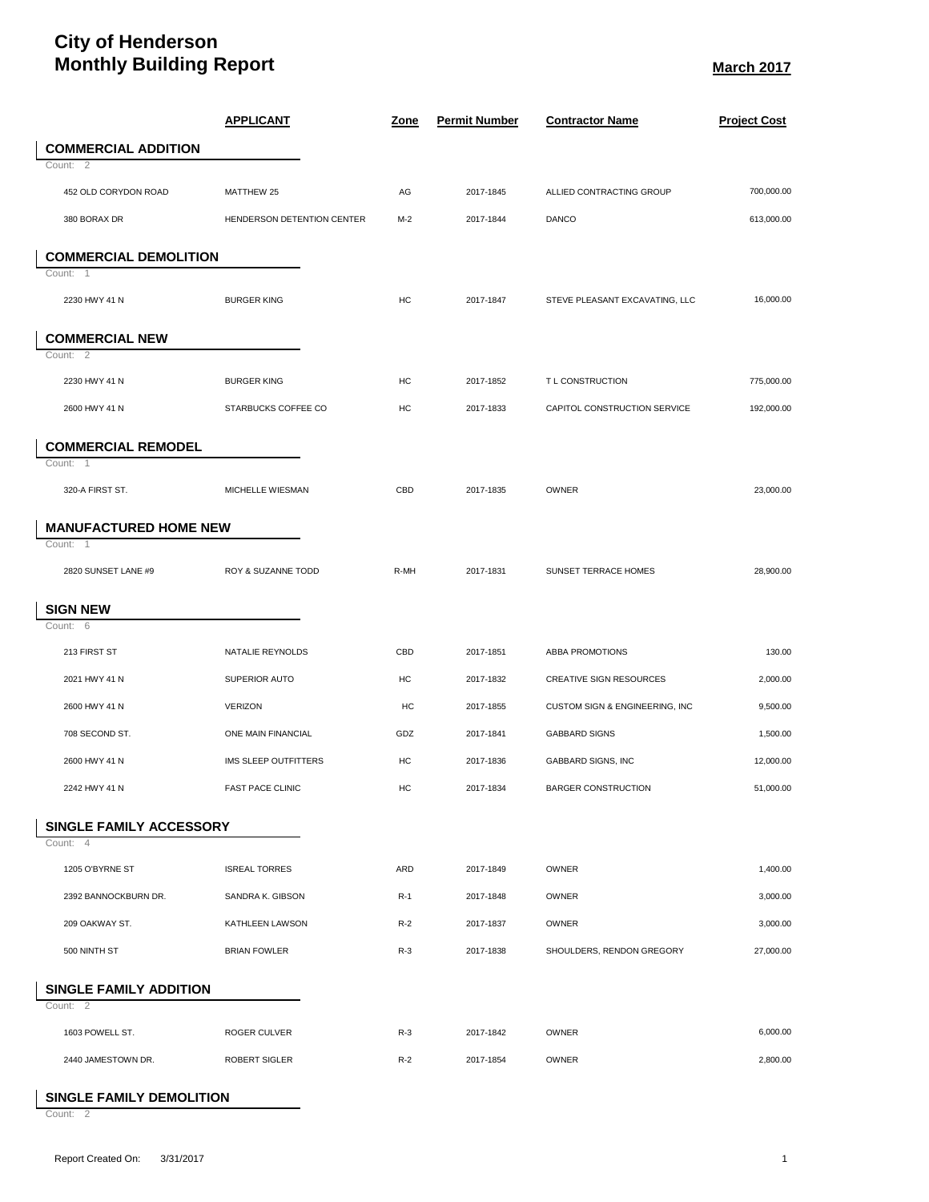# City of Henderson
# Monthly Building Report

**March 2017**

| | APPLICANT | Zone | Permit Number | Contractor Name | Project Cost |
|---|---|---|---|---|---|
| **COMMERCIAL ADDITION** | | | | | |
| Count: 2 | | | | | |
| 452 OLD CORYDON ROAD | MATTHEW 25 | AG | 2017-1845 | ALLIED CONTRACTING GROUP | 700,000.00 |
| 380 BORAX DR | HENDERSON DETENTION CENTER | M-2 | 2017-1844 | DANCO | 613,000.00 |
| **COMMERCIAL DEMOLITION** | | | | | |
| Count: 1 | | | | | |
| 2230 HWY 41 N | BURGER KING | HC | 2017-1847 | STEVE PLEASANT EXCAVATING, LLC | 16,000.00 |
| **COMMERCIAL NEW** | | | | | |
| Count: 2 | | | | | |
| 2230 HWY 41 N | BURGER KING | HC | 2017-1852 | T L CONSTRUCTION | 775,000.00 |
| 2600 HWY 41 N | STARBUCKS COFFEE CO | HC | 2017-1833 | CAPITOL CONSTRUCTION SERVICE | 192,000.00 |
| **COMMERCIAL REMODEL** | | | | | |
| Count: 1 | | | | | |
| 320-A FIRST ST. | MICHELLE WIESMAN | CBD | 2017-1835 | OWNER | 23,000.00 |
| **MANUFACTURED HOME NEW** | | | | | |
| Count: 1 | | | | | |
| 2820 SUNSET LANE #9 | ROY & SUZANNE TODD | R-MH | 2017-1831 | SUNSET TERRACE HOMES | 28,900.00 |
| **SIGN NEW** | | | | | |
| Count: 6 | | | | | |
| 213 FIRST ST | NATALIE REYNOLDS | CBD | 2017-1851 | ABBA PROMOTIONS | 130.00 |
| 2021 HWY 41 N | SUPERIOR AUTO | HC | 2017-1832 | CREATIVE SIGN RESOURCES | 2,000.00 |
| 2600 HWY 41 N | VERIZON | HC | 2017-1855 | CUSTOM SIGN & ENGINEERING, INC | 9,500.00 |
| 708 SECOND ST. | ONE MAIN FINANCIAL | GDZ | 2017-1841 | GABBARD SIGNS | 1,500.00 |
| 2600 HWY 41 N | IMS SLEEP OUTFITTERS | HC | 2017-1836 | GABBARD SIGNS, INC | 12,000.00 |
| 2242 HWY 41 N | FAST PACE CLINIC | HC | 2017-1834 | BARGER CONSTRUCTION | 51,000.00 |
| **SINGLE FAMILY ACCESSORY** | | | | | |
| Count: 4 | | | | | |
| 1205 O'BYRNE ST | ISREAL TORRES | ARD | 2017-1849 | OWNER | 1,400.00 |
| 2392 BANNOCKBURN DR. | SANDRA K. GIBSON | R-1 | 2017-1848 | OWNER | 3,000.00 |
| 209 OAKWAY ST. | KATHLEEN LAWSON | R-2 | 2017-1837 | OWNER | 3,000.00 |
| 500 NINTH ST | BRIAN FOWLER | R-3 | 2017-1838 | SHOULDERS, RENDON GREGORY | 27,000.00 |
| **SINGLE FAMILY ADDITION** | | | | | |
| Count: 2 | | | | | |
| 1603 POWELL ST. | ROGER CULVER | R-3 | 2017-1842 | OWNER | 6,000.00 |
| 2440 JAMESTOWN DR. | ROBERT SIGLER | R-2 | 2017-1854 | OWNER | 2,800.00 |
| **SINGLE FAMILY DEMOLITION** | | | | | |
| Count: 2 | | | | | |

Report Created On: 3/31/2017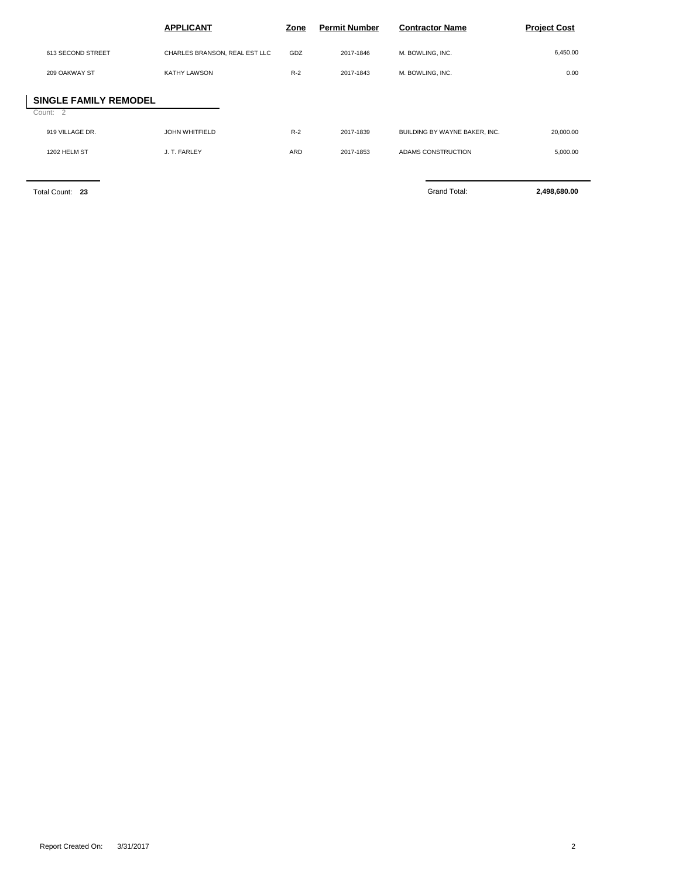| | APPLICANT | Zone | Permit Number | Contractor Name | Project Cost |
|---|---|---|---|---|---|
| 613 SECOND STREET | CHARLES BRANSON, REAL EST LLC | GDZ | 2017-1846 | M. BOWLING, INC. | 6,450.00 |
| 209 OAKWAY ST | KATHY LAWSON | R-2 | 2017-1843 | M. BOWLING, INC. | 0.00 |

## SINGLE FAMILY REMODEL

Count: 2

| | APPLICANT | Zone | Permit Number | Contractor Name | Project Cost |
|---|---|---|---|---|---|
| 919 VILLAGE DR. | JOHN WHITFIELD | R-2 | 2017-1839 | BUILDING BY WAYNE BAKER, INC. | 20,000.00 |
| 1202 HELM ST | J. T. FARLEY | ARD | 2017-1853 | ADAMS CONSTRUCTION | 5,000.00 |

Total Count: **23**

Grand Total: **2,498,680.00**

Report Created On: 3/31/2017